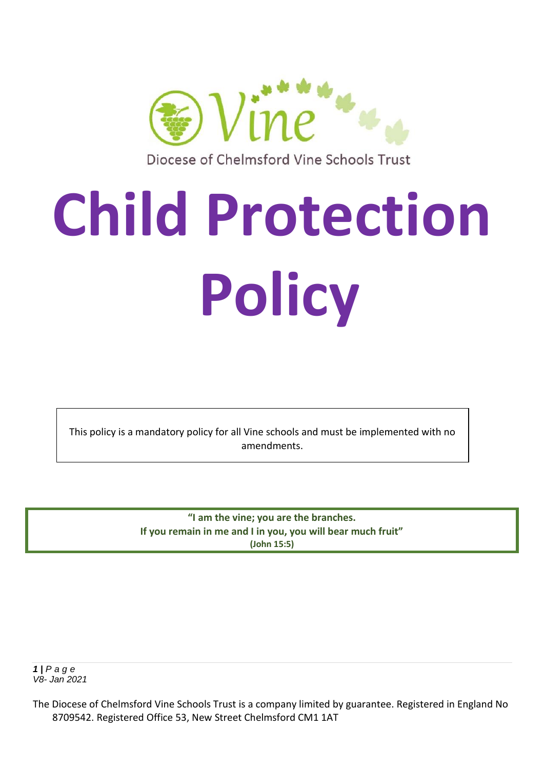Diocese of Chelmsford Vine Schools Trust

# Child Protection Policy

This policy is a mandatory policy for all Vine schools and must be implemented with no amendments.

**"I am the vine; you are the branches.**
**If you remain in me and I in you, you will bear much fruit"**
**(John 15:5)**

*V8- Jan 2021*

The Diocese of Chelmsford Vine Schools Trust is a company limited by guarantee. Registered in England No 8709542. Registered Office 53, New Street Chelmsford CM1 1AT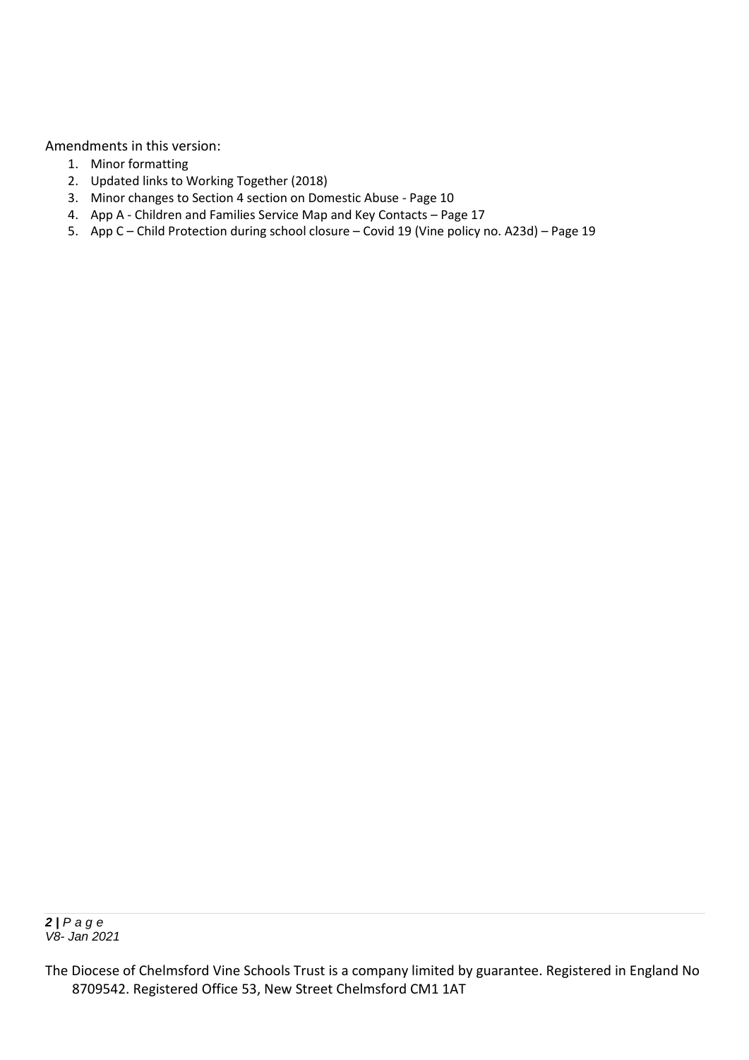Amendments in this version:

1. Minor formatting
2. Updated links to Working Together (2018)
3. Minor changes to Section 4 section on Domestic Abuse - Page 10
4. App A - Children and Families Service Map and Key Contacts – Page 17
5. App C – Child Protection during school closure – Covid 19 (Vine policy no. A23d) – Page 19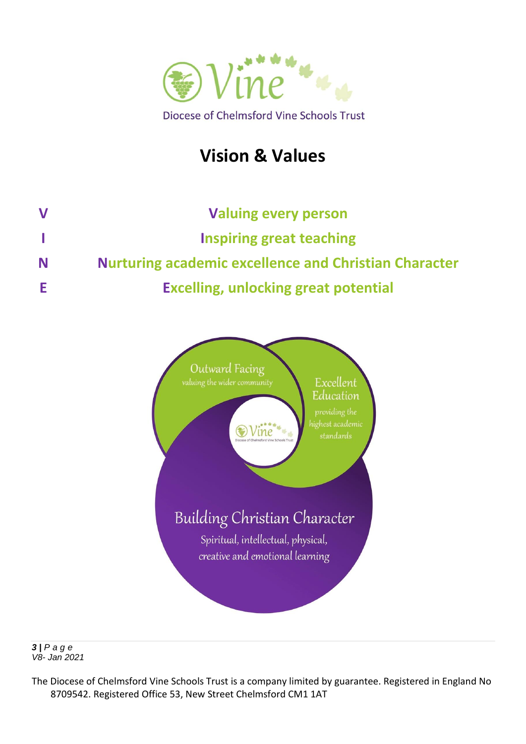Diocese of Chelmsford Vine Schools Trust

# Vision & Values

**V** — **Valuing every person**

**I** — **Inspiring great teaching**

**N** — **Nurturing academic excellence and Christian Character**

**E** — **Excelling, unlocking great potential**

Outward Facing
valuing the wider community

Excellent Education
providing the highest academic standards

Building Christian Character
Spiritual, intellectual, physical, creative and emotional learning

V8- Jan 2021

The Diocese of Chelmsford Vine Schools Trust is a company limited by guarantee. Registered in England No 8709542. Registered Office 53, New Street Chelmsford CM1 1AT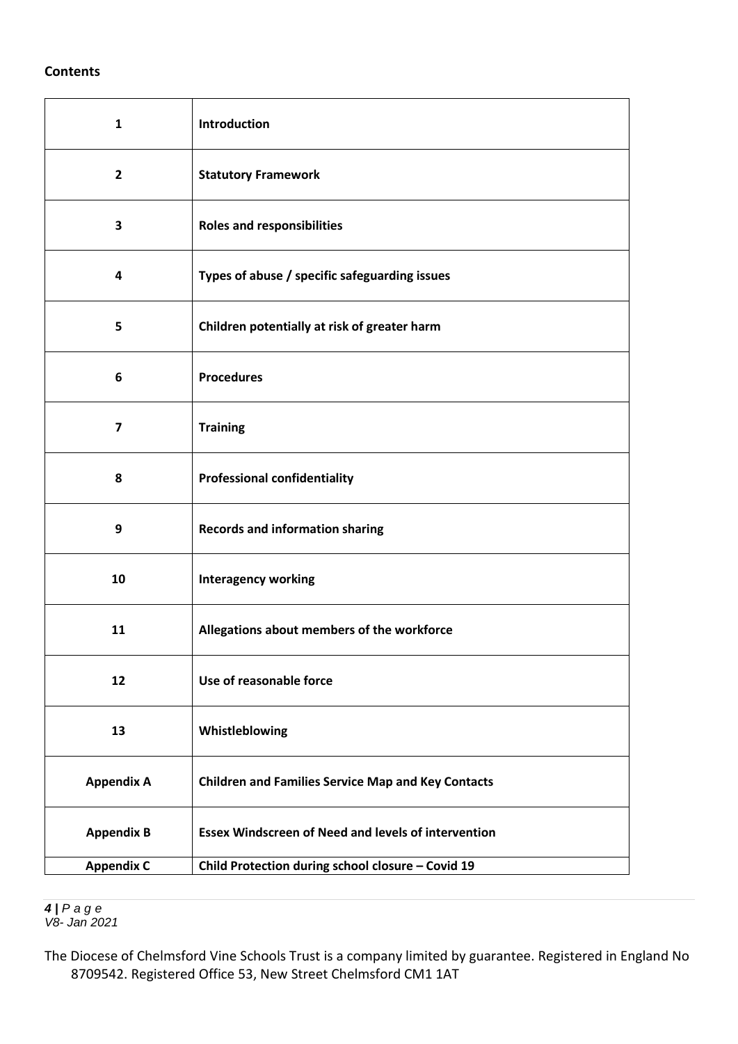**Contents**

| | |
|---|---|
| **1** | **Introduction** |
| **2** | **Statutory Framework** |
| **3** | **Roles and responsibilities** |
| **4** | **Types of abuse / specific safeguarding issues** |
| **5** | **Children potentially at risk of greater harm** |
| **6** | **Procedures** |
| **7** | **Training** |
| **8** | **Professional confidentiality** |
| **9** | **Records and information sharing** |
| **10** | **Interagency working** |
| **11** | **Allegations about members of the workforce** |
| **12** | **Use of reasonable force** |
| **13** | **Whistleblowing** |
| **Appendix A** | **Children and Families Service Map and Key Contacts** |
| **Appendix B** | **Essex Windscreen of Need and levels of intervention** |
| **Appendix C** | **Child Protection during school closure – Covid 19** |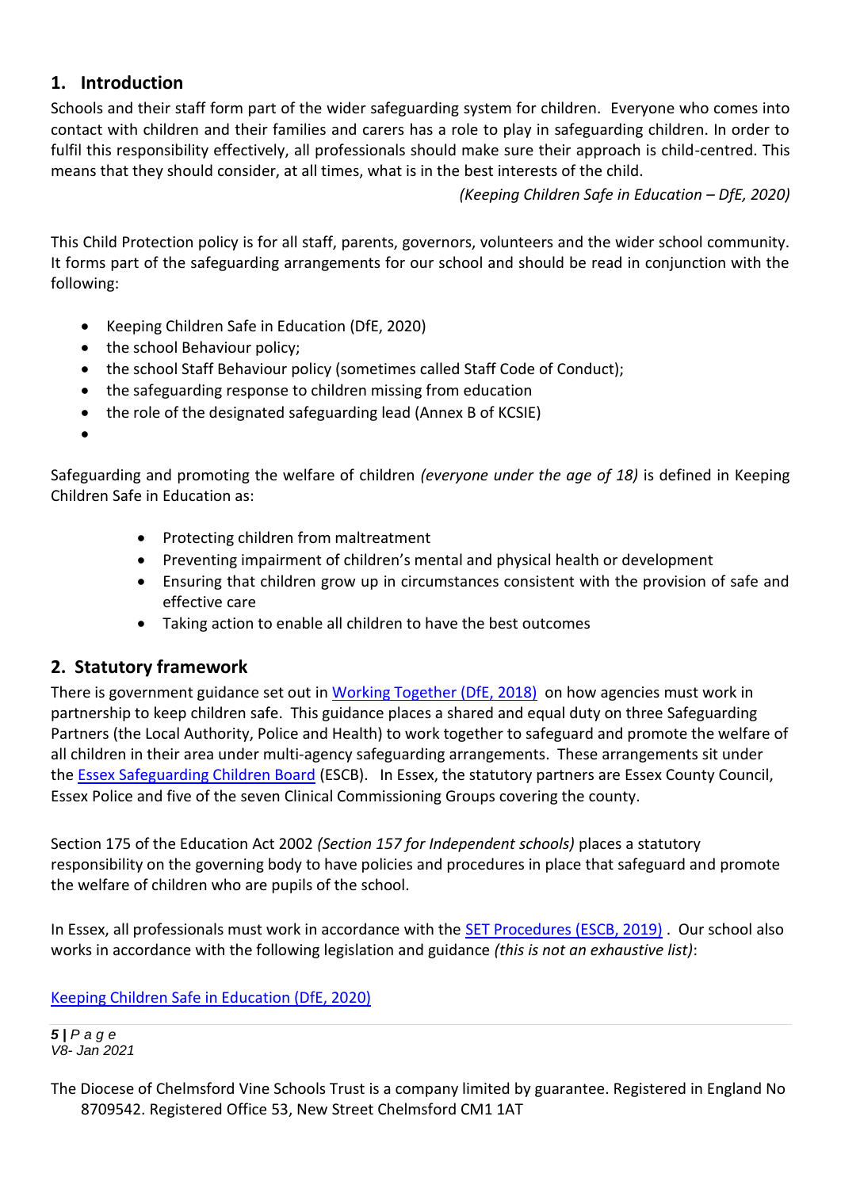## 1. Introduction

Schools and their staff form part of the wider safeguarding system for children. Everyone who comes into contact with children and their families and carers has a role to play in safeguarding children. In order to fulfil this responsibility effectively, all professionals should make sure their approach is child-centred. This means that they should consider, at all times, what is in the best interests of the child.

*(Keeping Children Safe in Education – DfE, 2020)*

This Child Protection policy is for all staff, parents, governors, volunteers and the wider school community. It forms part of the safeguarding arrangements for our school and should be read in conjunction with the following:

- Keeping Children Safe in Education (DfE, 2020)
- the school Behaviour policy;
- the school Staff Behaviour policy (sometimes called Staff Code of Conduct);
- the safeguarding response to children missing from education
- the role of the designated safeguarding lead (Annex B of KCSIE)
- 

Safeguarding and promoting the welfare of children *(everyone under the age of 18)* is defined in Keeping Children Safe in Education as:

- Protecting children from maltreatment
- Preventing impairment of children's mental and physical health or development
- Ensuring that children grow up in circumstances consistent with the provision of safe and effective care
- Taking action to enable all children to have the best outcomes

## 2. Statutory framework

There is government guidance set out in Working Together (DfE, 2018) on how agencies must work in partnership to keep children safe. This guidance places a shared and equal duty on three Safeguarding Partners (the Local Authority, Police and Health) to work together to safeguard and promote the welfare of all children in their area under multi-agency safeguarding arrangements. These arrangements sit under the Essex Safeguarding Children Board (ESCB). In Essex, the statutory partners are Essex County Council, Essex Police and five of the seven Clinical Commissioning Groups covering the county.

Section 175 of the Education Act 2002 *(Section 157 for Independent schools)* places a statutory responsibility on the governing body to have policies and procedures in place that safeguard and promote the welfare of children who are pupils of the school.

In Essex, all professionals must work in accordance with the SET Procedures (ESCB, 2019). Our school also works in accordance with the following legislation and guidance *(this is not an exhaustive list)*:

Keeping Children Safe in Education (DfE, 2020)

*V8- Jan 2021*

The Diocese of Chelmsford Vine Schools Trust is a company limited by guarantee. Registered in England No 8709542. Registered Office 53, New Street Chelmsford CM1 1AT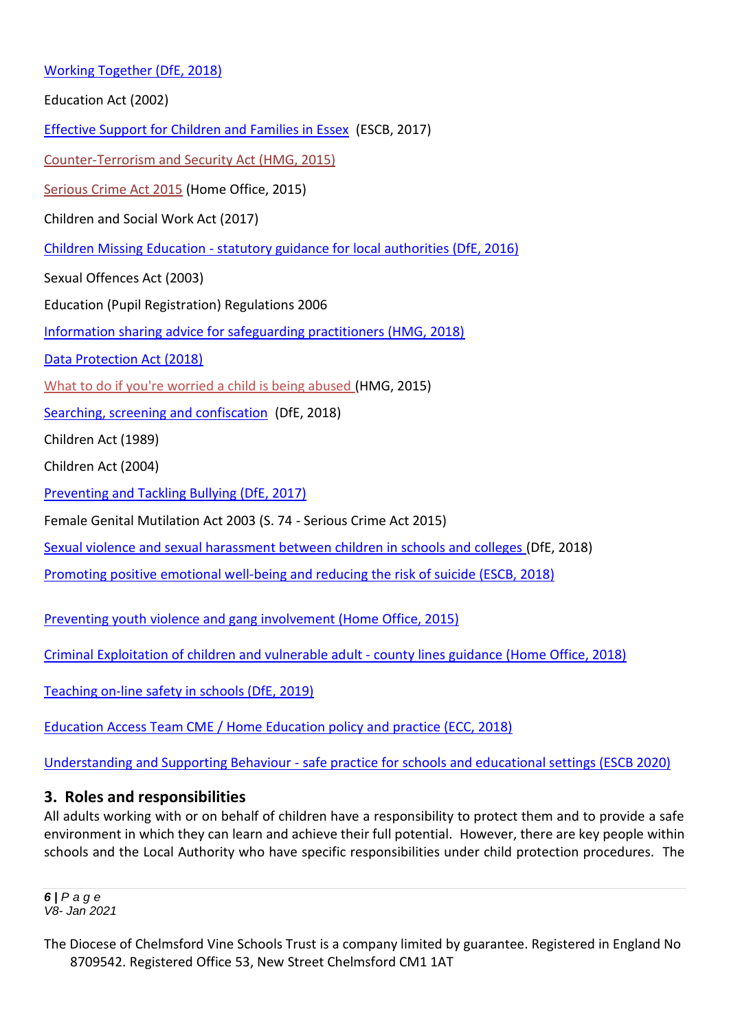Working Together (DfE, 2018)

Education Act (2002)

Effective Support for Children and Families in Essex (ESCB, 2017)

Counter-Terrorism and Security Act (HMG, 2015)

Serious Crime Act 2015 (Home Office, 2015)

Children and Social Work Act (2017)

Children Missing Education - statutory guidance for local authorities (DfE, 2016)

Sexual Offences Act (2003)

Education (Pupil Registration) Regulations 2006

Information sharing advice for safeguarding practitioners (HMG, 2018)

Data Protection Act (2018)

What to do if you're worried a child is being abused (HMG, 2015)

Searching, screening and confiscation (DfE, 2018)

Children Act (1989)

Children Act (2004)

Preventing and Tackling Bullying (DfE, 2017)

Female Genital Mutilation Act 2003 (S. 74 - Serious Crime Act 2015)

Sexual violence and sexual harassment between children in schools and colleges (DfE, 2018)

Promoting positive emotional well-being and reducing the risk of suicide (ESCB, 2018)

Preventing youth violence and gang involvement (Home Office, 2015)

Criminal Exploitation of children and vulnerable adult - county lines guidance (Home Office, 2018)

Teaching on-line safety in schools (DfE, 2019)

Education Access Team CME / Home Education policy and practice (ECC, 2018)

Understanding and Supporting Behaviour - safe practice for schools and educational settings (ESCB 2020)

## 3. Roles and responsibilities

All adults working with or on behalf of children have a responsibility to protect them and to provide a safe environment in which they can learn and achieve their full potential. However, there are key people within schools and the Local Authority who have specific responsibilities under child protection procedures. The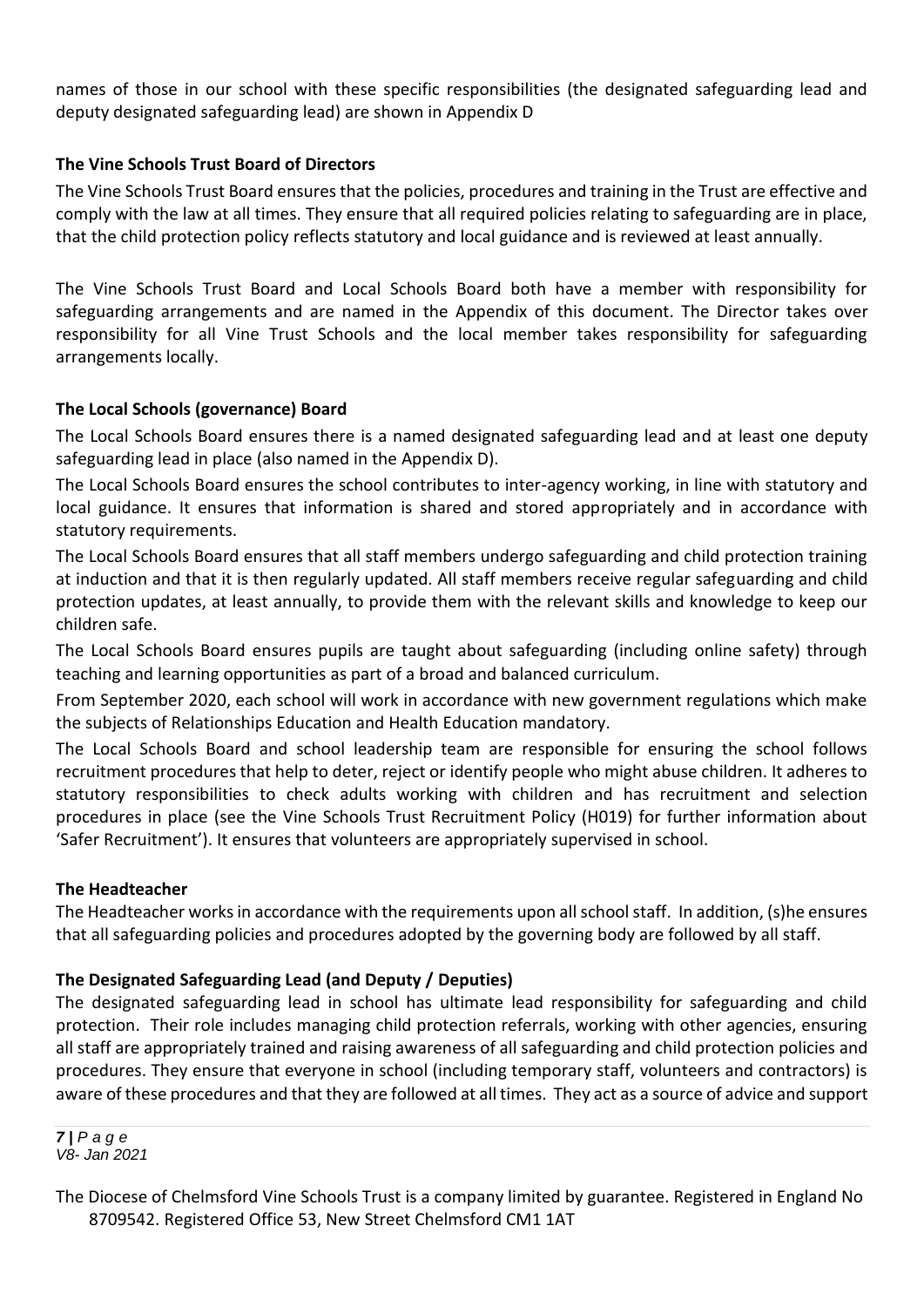names of those in our school with these specific responsibilities (the designated safeguarding lead and deputy designated safeguarding lead) are shown in Appendix D

**The Vine Schools Trust Board of Directors**

The Vine Schools Trust Board ensures that the policies, procedures and training in the Trust are effective and comply with the law at all times. They ensure that all required policies relating to safeguarding are in place, that the child protection policy reflects statutory and local guidance and is reviewed at least annually.

The Vine Schools Trust Board and Local Schools Board both have a member with responsibility for safeguarding arrangements and are named in the Appendix of this document. The Director takes over responsibility for all Vine Trust Schools and the local member takes responsibility for safeguarding arrangements locally.

**The Local Schools (governance) Board**

The Local Schools Board ensures there is a named designated safeguarding lead and at least one deputy safeguarding lead in place (also named in the Appendix D).

The Local Schools Board ensures the school contributes to inter-agency working, in line with statutory and local guidance. It ensures that information is shared and stored appropriately and in accordance with statutory requirements.

The Local Schools Board ensures that all staff members undergo safeguarding and child protection training at induction and that it is then regularly updated. All staff members receive regular safeguarding and child protection updates, at least annually, to provide them with the relevant skills and knowledge to keep our children safe.

The Local Schools Board ensures pupils are taught about safeguarding (including online safety) through teaching and learning opportunities as part of a broad and balanced curriculum.

From September 2020, each school will work in accordance with new government regulations which make the subjects of Relationships Education and Health Education mandatory.

The Local Schools Board and school leadership team are responsible for ensuring the school follows recruitment procedures that help to deter, reject or identify people who might abuse children. It adheres to statutory responsibilities to check adults working with children and has recruitment and selection procedures in place (see the Vine Schools Trust Recruitment Policy (H019) for further information about 'Safer Recruitment'). It ensures that volunteers are appropriately supervised in school.

**The Headteacher**

The Headteacher works in accordance with the requirements upon all school staff. In addition, (s)he ensures that all safeguarding policies and procedures adopted by the governing body are followed by all staff.

**The Designated Safeguarding Lead (and Deputy / Deputies)**

The designated safeguarding lead in school has ultimate lead responsibility for safeguarding and child protection. Their role includes managing child protection referrals, working with other agencies, ensuring all staff are appropriately trained and raising awareness of all safeguarding and child protection policies and procedures. They ensure that everyone in school (including temporary staff, volunteers and contractors) is aware of these procedures and that they are followed at all times. They act as a source of advice and support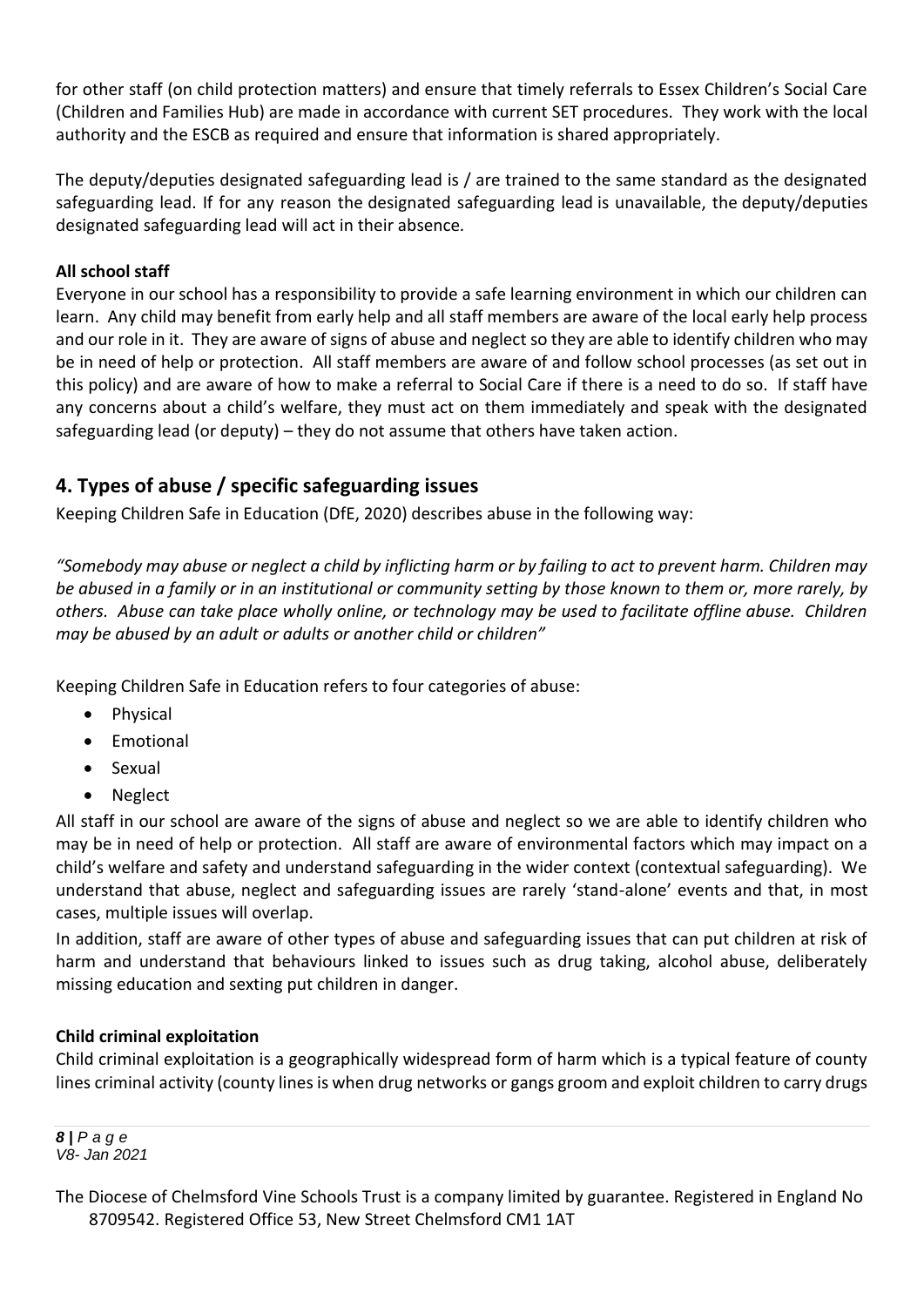for other staff (on child protection matters) and ensure that timely referrals to Essex Children's Social Care (Children and Families Hub) are made in accordance with current SET procedures. They work with the local authority and the ESCB as required and ensure that information is shared appropriately.

The deputy/deputies designated safeguarding lead is / are trained to the same standard as the designated safeguarding lead. If for any reason the designated safeguarding lead is unavailable, the deputy/deputies designated safeguarding lead will act in their absence.

**All school staff**

Everyone in our school has a responsibility to provide a safe learning environment in which our children can learn. Any child may benefit from early help and all staff members are aware of the local early help process and our role in it. They are aware of signs of abuse and neglect so they are able to identify children who may be in need of help or protection. All staff members are aware of and follow school processes (as set out in this policy) and are aware of how to make a referral to Social Care if there is a need to do so. If staff have any concerns about a child's welfare, they must act on them immediately and speak with the designated safeguarding lead (or deputy) – they do not assume that others have taken action.

## 4. Types of abuse / specific safeguarding issues

Keeping Children Safe in Education (DfE, 2020) describes abuse in the following way:

*"Somebody may abuse or neglect a child by inflicting harm or by failing to act to prevent harm. Children may be abused in a family or in an institutional or community setting by those known to them or, more rarely, by others. Abuse can take place wholly online, or technology may be used to facilitate offline abuse. Children may be abused by an adult or adults or another child or children"*

Keeping Children Safe in Education refers to four categories of abuse:

- Physical
- Emotional
- Sexual
- Neglect

All staff in our school are aware of the signs of abuse and neglect so we are able to identify children who may be in need of help or protection. All staff are aware of environmental factors which may impact on a child's welfare and safety and understand safeguarding in the wider context (contextual safeguarding). We understand that abuse, neglect and safeguarding issues are rarely 'stand-alone' events and that, in most cases, multiple issues will overlap.

In addition, staff are aware of other types of abuse and safeguarding issues that can put children at risk of harm and understand that behaviours linked to issues such as drug taking, alcohol abuse, deliberately missing education and sexting put children in danger.

**Child criminal exploitation**

Child criminal exploitation is a geographically widespread form of harm which is a typical feature of county lines criminal activity (county lines is when drug networks or gangs groom and exploit children to carry drugs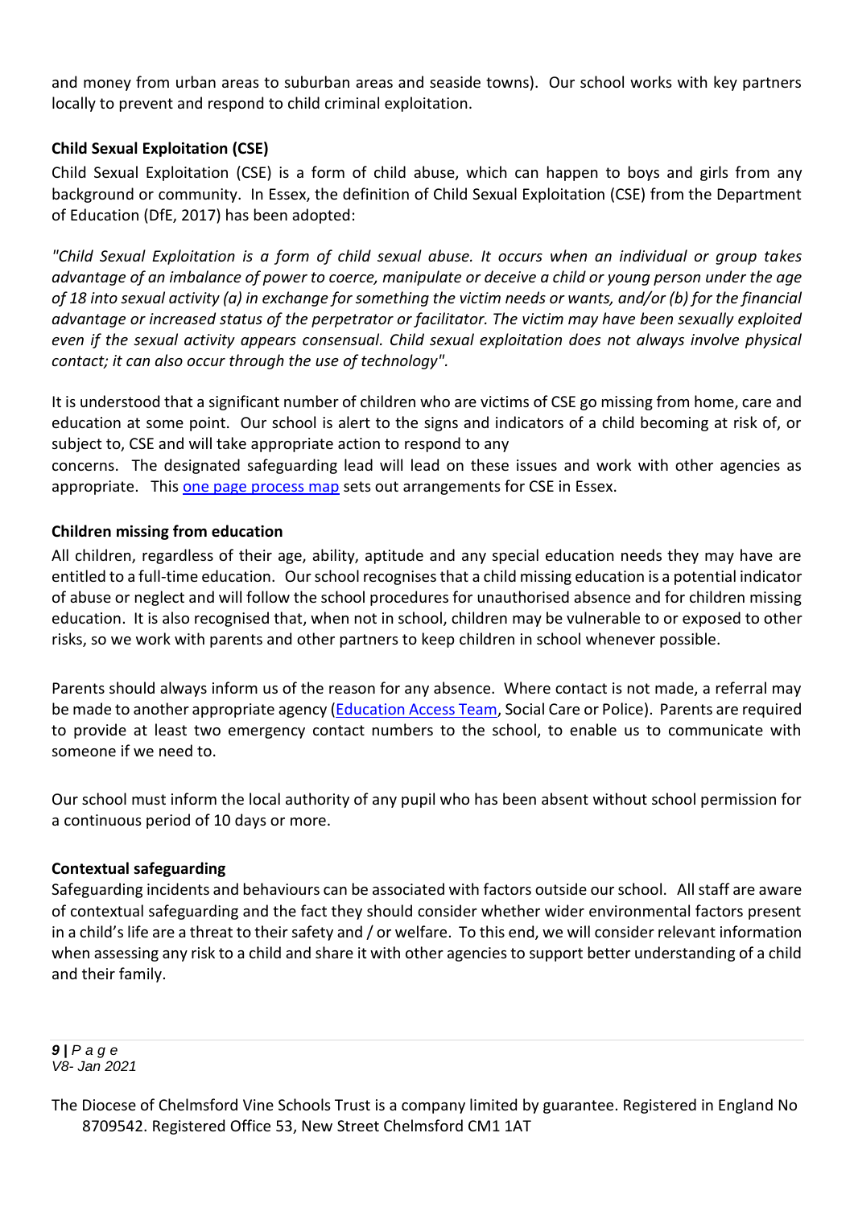and money from urban areas to suburban areas and seaside towns). Our school works with key partners locally to prevent and respond to child criminal exploitation.

**Child Sexual Exploitation (CSE)**

Child Sexual Exploitation (CSE) is a form of child abuse, which can happen to boys and girls from any background or community. In Essex, the definition of Child Sexual Exploitation (CSE) from the Department of Education (DfE, 2017) has been adopted:

*"Child Sexual Exploitation is a form of child sexual abuse. It occurs when an individual or group takes advantage of an imbalance of power to coerce, manipulate or deceive a child or young person under the age of 18 into sexual activity (a) in exchange for something the victim needs or wants, and/or (b) for the financial advantage or increased status of the perpetrator or facilitator. The victim may have been sexually exploited even if the sexual activity appears consensual. Child sexual exploitation does not always involve physical contact; it can also occur through the use of technology".*

It is understood that a significant number of children who are victims of CSE go missing from home, care and education at some point. Our school is alert to the signs and indicators of a child becoming at risk of, or subject to, CSE and will take appropriate action to respond to any concerns. The designated safeguarding lead will lead on these issues and work with other agencies as appropriate. This one page process map sets out arrangements for CSE in Essex.

**Children missing from education**

All children, regardless of their age, ability, aptitude and any special education needs they may have are entitled to a full-time education. Our school recognises that a child missing education is a potential indicator of abuse or neglect and will follow the school procedures for unauthorised absence and for children missing education. It is also recognised that, when not in school, children may be vulnerable to or exposed to other risks, so we work with parents and other partners to keep children in school whenever possible.

Parents should always inform us of the reason for any absence. Where contact is not made, a referral may be made to another appropriate agency (Education Access Team, Social Care or Police). Parents are required to provide at least two emergency contact numbers to the school, to enable us to communicate with someone if we need to.

Our school must inform the local authority of any pupil who has been absent without school permission for a continuous period of 10 days or more.

**Contextual safeguarding**

Safeguarding incidents and behaviours can be associated with factors outside our school. All staff are aware of contextual safeguarding and the fact they should consider whether wider environmental factors present in a child's life are a threat to their safety and / or welfare. To this end, we will consider relevant information when assessing any risk to a child and share it with other agencies to support better understanding of a child and their family.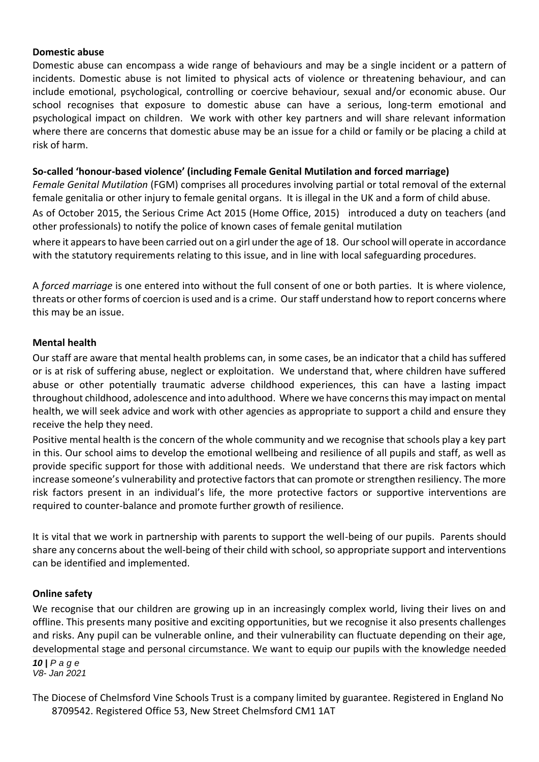**Domestic abuse**

Domestic abuse can encompass a wide range of behaviours and may be a single incident or a pattern of incidents. Domestic abuse is not limited to physical acts of violence or threatening behaviour, and can include emotional, psychological, controlling or coercive behaviour, sexual and/or economic abuse. Our school recognises that exposure to domestic abuse can have a serious, long-term emotional and psychological impact on children. We work with other key partners and will share relevant information where there are concerns that domestic abuse may be an issue for a child or family or be placing a child at risk of harm.

**So-called 'honour-based violence' (including Female Genital Mutilation and forced marriage)**

*Female Genital Mutilation* (FGM) comprises all procedures involving partial or total removal of the external female genitalia or other injury to female genital organs. It is illegal in the UK and a form of child abuse.

As of October 2015, the Serious Crime Act 2015 (Home Office, 2015) introduced a duty on teachers (and other professionals) to notify the police of known cases of female genital mutilation where it appears to have been carried out on a girl under the age of 18. Our school will operate in accordance with the statutory requirements relating to this issue, and in line with local safeguarding procedures.

A *forced marriage* is one entered into without the full consent of one or both parties. It is where violence, threats or other forms of coercion is used and is a crime. Our staff understand how to report concerns where this may be an issue.

**Mental health**

Our staff are aware that mental health problems can, in some cases, be an indicator that a child has suffered or is at risk of suffering abuse, neglect or exploitation. We understand that, where children have suffered abuse or other potentially traumatic adverse childhood experiences, this can have a lasting impact throughout childhood, adolescence and into adulthood. Where we have concerns this may impact on mental health, we will seek advice and work with other agencies as appropriate to support a child and ensure they receive the help they need.

Positive mental health is the concern of the whole community and we recognise that schools play a key part in this. Our school aims to develop the emotional wellbeing and resilience of all pupils and staff, as well as provide specific support for those with additional needs. We understand that there are risk factors which increase someone's vulnerability and protective factors that can promote or strengthen resiliency. The more risk factors present in an individual's life, the more protective factors or supportive interventions are required to counter-balance and promote further growth of resilience.

It is vital that we work in partnership with parents to support the well-being of our pupils. Parents should share any concerns about the well-being of their child with school, so appropriate support and interventions can be identified and implemented.

**Online safety**

We recognise that our children are growing up in an increasingly complex world, living their lives on and offline. This presents many positive and exciting opportunities, but we recognise it also presents challenges and risks. Any pupil can be vulnerable online, and their vulnerability can fluctuate depending on their age, developmental stage and personal circumstance. We want to equip our pupils with the knowledge needed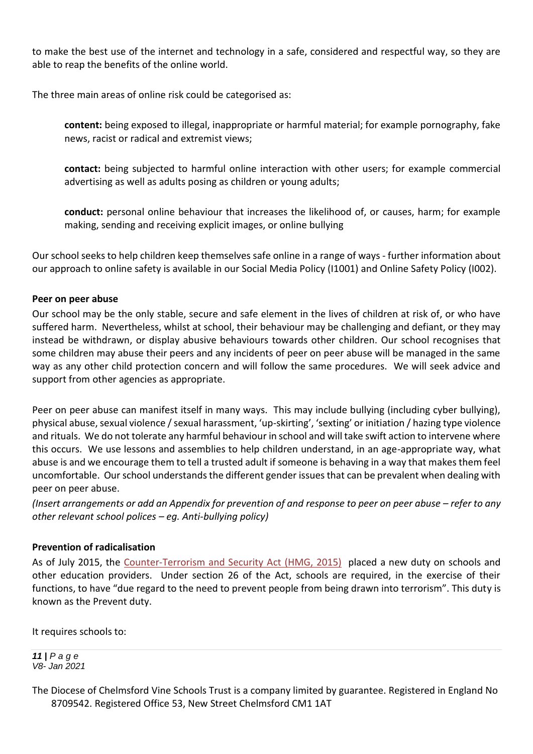to make the best use of the internet and technology in a safe, considered and respectful way, so they are able to reap the benefits of the online world.

The three main areas of online risk could be categorised as:

> **content:** being exposed to illegal, inappropriate or harmful material; for example pornography, fake news, racist or radical and extremist views;
>
> **contact:** being subjected to harmful online interaction with other users; for example commercial advertising as well as adults posing as children or young adults;
>
> **conduct:** personal online behaviour that increases the likelihood of, or causes, harm; for example making, sending and receiving explicit images, or online bullying

Our school seeks to help children keep themselves safe online in a range of ways - further information about our approach to online safety is available in our Social Media Policy (I1001) and Online Safety Policy (I002).

**Peer on peer abuse**

Our school may be the only stable, secure and safe element in the lives of children at risk of, or who have suffered harm. Nevertheless, whilst at school, their behaviour may be challenging and defiant, or they may instead be withdrawn, or display abusive behaviours towards other children. Our school recognises that some children may abuse their peers and any incidents of peer on peer abuse will be managed in the same way as any other child protection concern and will follow the same procedures. We will seek advice and support from other agencies as appropriate.

Peer on peer abuse can manifest itself in many ways. This may include bullying (including cyber bullying), physical abuse, sexual violence / sexual harassment, 'up-skirting', 'sexting' or initiation / hazing type violence and rituals. We do not tolerate any harmful behaviour in school and will take swift action to intervene where this occurs. We use lessons and assemblies to help children understand, in an age-appropriate way, what abuse is and we encourage them to tell a trusted adult if someone is behaving in a way that makes them feel uncomfortable. Our school understands the different gender issues that can be prevalent when dealing with peer on peer abuse.

*(Insert arrangements or add an Appendix for prevention of and response to peer on peer abuse – refer to any other relevant school polices – eg. Anti-bullying policy)*

**Prevention of radicalisation**

As of July 2015, the Counter-Terrorism and Security Act (HMG, 2015) placed a new duty on schools and other education providers. Under section 26 of the Act, schools are required, in the exercise of their functions, to have "due regard to the need to prevent people from being drawn into terrorism". This duty is known as the Prevent duty.

It requires schools to: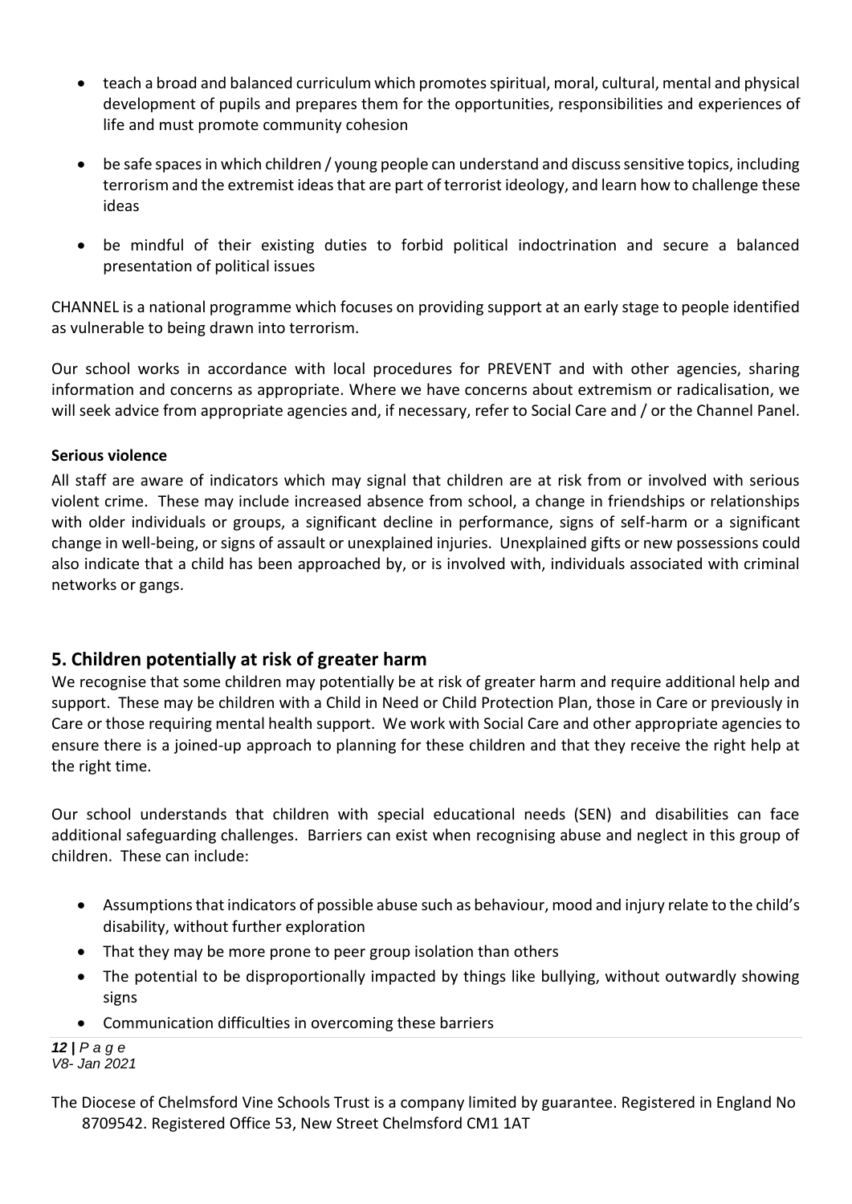- teach a broad and balanced curriculum which promotes spiritual, moral, cultural, mental and physical development of pupils and prepares them for the opportunities, responsibilities and experiences of life and must promote community cohesion

- be safe spaces in which children / young people can understand and discuss sensitive topics, including terrorism and the extremist ideas that are part of terrorist ideology, and learn how to challenge these ideas

- be mindful of their existing duties to forbid political indoctrination and secure a balanced presentation of political issues

CHANNEL is a national programme which focuses on providing support at an early stage to people identified as vulnerable to being drawn into terrorism.

Our school works in accordance with local procedures for PREVENT and with other agencies, sharing information and concerns as appropriate. Where we have concerns about extremism or radicalisation, we will seek advice from appropriate agencies and, if necessary, refer to Social Care and / or the Channel Panel.

**Serious violence**

All staff are aware of indicators which may signal that children are at risk from or involved with serious violent crime. These may include increased absence from school, a change in friendships or relationships with older individuals or groups, a significant decline in performance, signs of self-harm or a significant change in well-being, or signs of assault or unexplained injuries. Unexplained gifts or new possessions could also indicate that a child has been approached by, or is involved with, individuals associated with criminal networks or gangs.

## 5. Children potentially at risk of greater harm

We recognise that some children may potentially be at risk of greater harm and require additional help and support. These may be children with a Child in Need or Child Protection Plan, those in Care or previously in Care or those requiring mental health support. We work with Social Care and other appropriate agencies to ensure there is a joined-up approach to planning for these children and that they receive the right help at the right time.

Our school understands that children with special educational needs (SEN) and disabilities can face additional safeguarding challenges. Barriers can exist when recognising abuse and neglect in this group of children. These can include:

- Assumptions that indicators of possible abuse such as behaviour, mood and injury relate to the child's disability, without further exploration
- That they may be more prone to peer group isolation than others
- The potential to be disproportionally impacted by things like bullying, without outwardly showing signs
- Communication difficulties in overcoming these barriers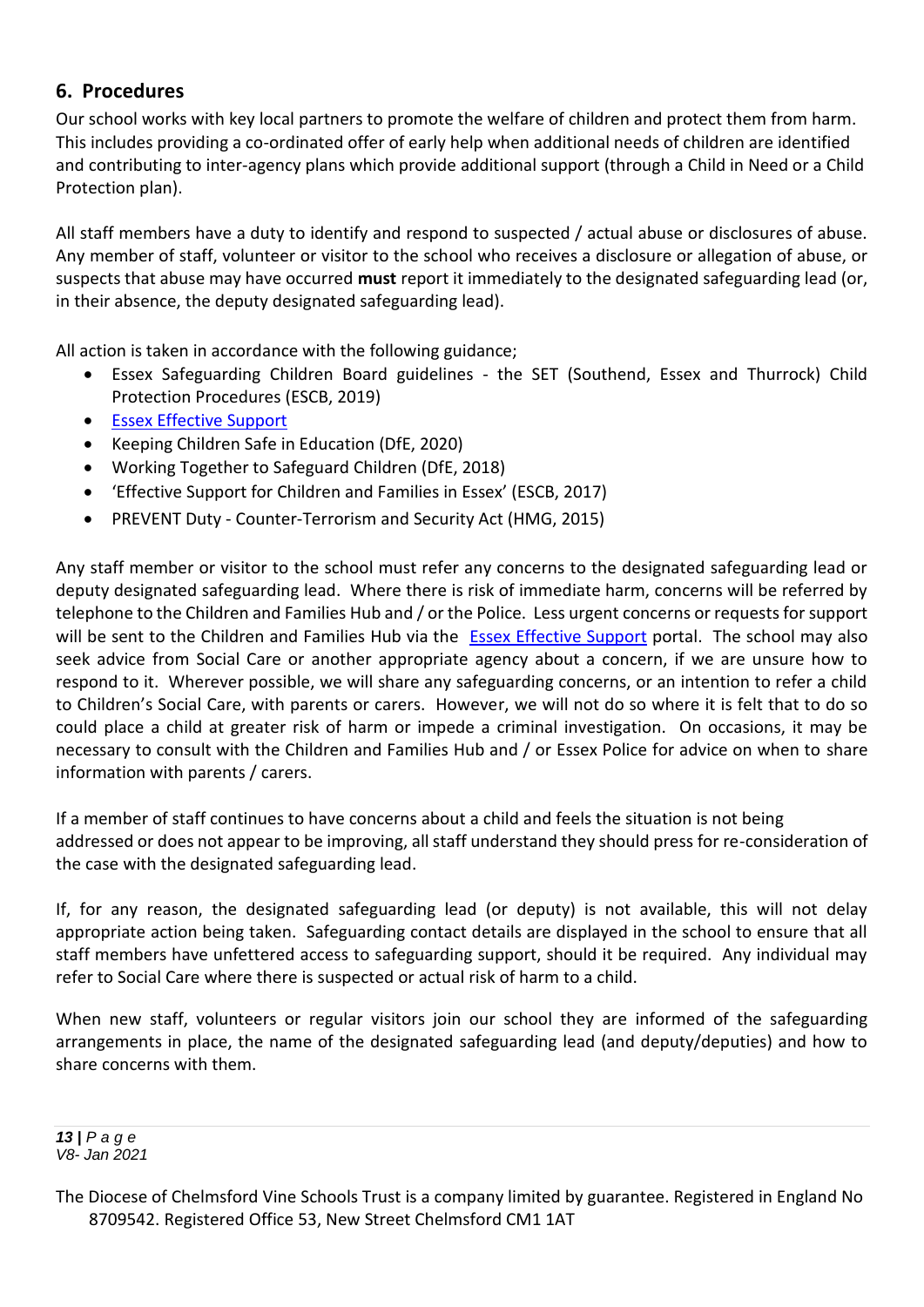## 6. Procedures

Our school works with key local partners to promote the welfare of children and protect them from harm. This includes providing a co-ordinated offer of early help when additional needs of children are identified and contributing to inter-agency plans which provide additional support (through a Child in Need or a Child Protection plan).

All staff members have a duty to identify and respond to suspected / actual abuse or disclosures of abuse. Any member of staff, volunteer or visitor to the school who receives a disclosure or allegation of abuse, or suspects that abuse may have occurred **must** report it immediately to the designated safeguarding lead (or, in their absence, the deputy designated safeguarding lead).

All action is taken in accordance with the following guidance;

- Essex Safeguarding Children Board guidelines - the SET (Southend, Essex and Thurrock) Child Protection Procedures (ESCB, 2019)
- Essex Effective Support
- Keeping Children Safe in Education (DfE, 2020)
- Working Together to Safeguard Children (DfE, 2018)
- 'Effective Support for Children and Families in Essex' (ESCB, 2017)
- PREVENT Duty - Counter-Terrorism and Security Act (HMG, 2015)

Any staff member or visitor to the school must refer any concerns to the designated safeguarding lead or deputy designated safeguarding lead. Where there is risk of immediate harm, concerns will be referred by telephone to the Children and Families Hub and / or the Police. Less urgent concerns or requests for support will be sent to the Children and Families Hub via the Essex Effective Support portal. The school may also seek advice from Social Care or another appropriate agency about a concern, if we are unsure how to respond to it. Wherever possible, we will share any safeguarding concerns, or an intention to refer a child to Children's Social Care, with parents or carers. However, we will not do so where it is felt that to do so could place a child at greater risk of harm or impede a criminal investigation. On occasions, it may be necessary to consult with the Children and Families Hub and / or Essex Police for advice on when to share information with parents / carers.

If a member of staff continues to have concerns about a child and feels the situation is not being addressed or does not appear to be improving, all staff understand they should press for re-consideration of the case with the designated safeguarding lead.

If, for any reason, the designated safeguarding lead (or deputy) is not available, this will not delay appropriate action being taken. Safeguarding contact details are displayed in the school to ensure that all staff members have unfettered access to safeguarding support, should it be required. Any individual may refer to Social Care where there is suspected or actual risk of harm to a child.

When new staff, volunteers or regular visitors join our school they are informed of the safeguarding arrangements in place, the name of the designated safeguarding lead (and deputy/deputies) and how to share concerns with them.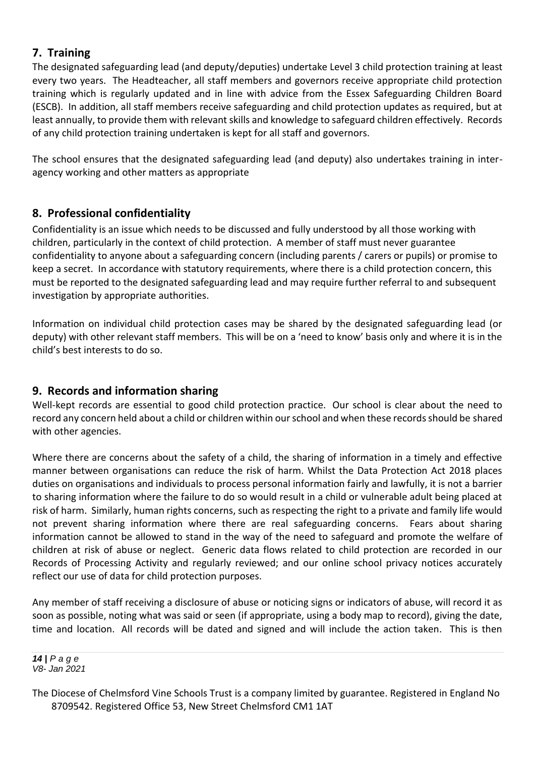## 7. Training

The designated safeguarding lead (and deputy/deputies) undertake Level 3 child protection training at least every two years. The Headteacher, all staff members and governors receive appropriate child protection training which is regularly updated and in line with advice from the Essex Safeguarding Children Board (ESCB). In addition, all staff members receive safeguarding and child protection updates as required, but at least annually, to provide them with relevant skills and knowledge to safeguard children effectively. Records of any child protection training undertaken is kept for all staff and governors.

The school ensures that the designated safeguarding lead (and deputy) also undertakes training in inter-agency working and other matters as appropriate

## 8. Professional confidentiality

Confidentiality is an issue which needs to be discussed and fully understood by all those working with children, particularly in the context of child protection. A member of staff must never guarantee confidentiality to anyone about a safeguarding concern (including parents / carers or pupils) or promise to keep a secret. In accordance with statutory requirements, where there is a child protection concern, this must be reported to the designated safeguarding lead and may require further referral to and subsequent investigation by appropriate authorities.

Information on individual child protection cases may be shared by the designated safeguarding lead (or deputy) with other relevant staff members. This will be on a 'need to know' basis only and where it is in the child's best interests to do so.

## 9. Records and information sharing

Well-kept records are essential to good child protection practice. Our school is clear about the need to record any concern held about a child or children within our school and when these records should be shared with other agencies.

Where there are concerns about the safety of a child, the sharing of information in a timely and effective manner between organisations can reduce the risk of harm. Whilst the Data Protection Act 2018 places duties on organisations and individuals to process personal information fairly and lawfully, it is not a barrier to sharing information where the failure to do so would result in a child or vulnerable adult being placed at risk of harm. Similarly, human rights concerns, such as respecting the right to a private and family life would not prevent sharing information where there are real safeguarding concerns. Fears about sharing information cannot be allowed to stand in the way of the need to safeguard and promote the welfare of children at risk of abuse or neglect. Generic data flows related to child protection are recorded in our Records of Processing Activity and regularly reviewed; and our online school privacy notices accurately reflect our use of data for child protection purposes.

Any member of staff receiving a disclosure of abuse or noticing signs or indicators of abuse, will record it as soon as possible, noting what was said or seen (if appropriate, using a body map to record), giving the date, time and location. All records will be dated and signed and will include the action taken. This is then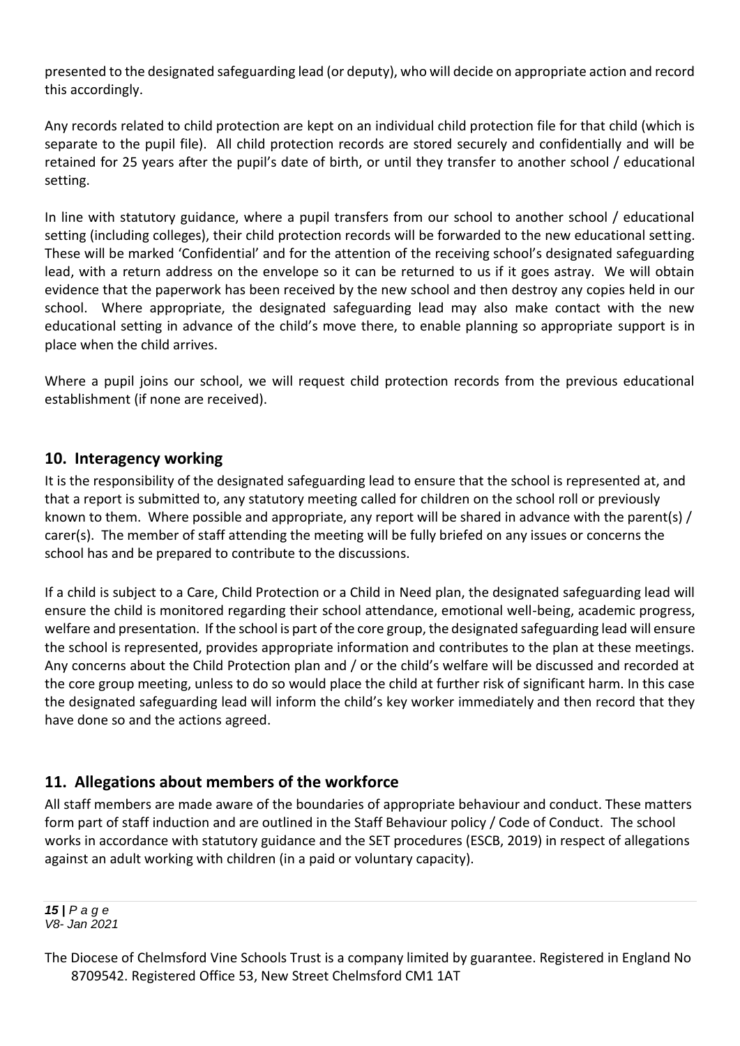presented to the designated safeguarding lead (or deputy), who will decide on appropriate action and record this accordingly.

Any records related to child protection are kept on an individual child protection file for that child (which is separate to the pupil file). All child protection records are stored securely and confidentially and will be retained for 25 years after the pupil's date of birth, or until they transfer to another school / educational setting.

In line with statutory guidance, where a pupil transfers from our school to another school / educational setting (including colleges), their child protection records will be forwarded to the new educational setting. These will be marked 'Confidential' and for the attention of the receiving school's designated safeguarding lead, with a return address on the envelope so it can be returned to us if it goes astray. We will obtain evidence that the paperwork has been received by the new school and then destroy any copies held in our school. Where appropriate, the designated safeguarding lead may also make contact with the new educational setting in advance of the child's move there, to enable planning so appropriate support is in place when the child arrives.

Where a pupil joins our school, we will request child protection records from the previous educational establishment (if none are received).

## 10. Interagency working

It is the responsibility of the designated safeguarding lead to ensure that the school is represented at, and that a report is submitted to, any statutory meeting called for children on the school roll or previously known to them. Where possible and appropriate, any report will be shared in advance with the parent(s) / carer(s). The member of staff attending the meeting will be fully briefed on any issues or concerns the school has and be prepared to contribute to the discussions.

If a child is subject to a Care, Child Protection or a Child in Need plan, the designated safeguarding lead will ensure the child is monitored regarding their school attendance, emotional well-being, academic progress, welfare and presentation. If the school is part of the core group, the designated safeguarding lead will ensure the school is represented, provides appropriate information and contributes to the plan at these meetings. Any concerns about the Child Protection plan and / or the child's welfare will be discussed and recorded at the core group meeting, unless to do so would place the child at further risk of significant harm. In this case the designated safeguarding lead will inform the child's key worker immediately and then record that they have done so and the actions agreed.

## 11. Allegations about members of the workforce

All staff members are made aware of the boundaries of appropriate behaviour and conduct. These matters form part of staff induction and are outlined in the Staff Behaviour policy / Code of Conduct. The school works in accordance with statutory guidance and the SET procedures (ESCB, 2019) in respect of allegations against an adult working with children (in a paid or voluntary capacity).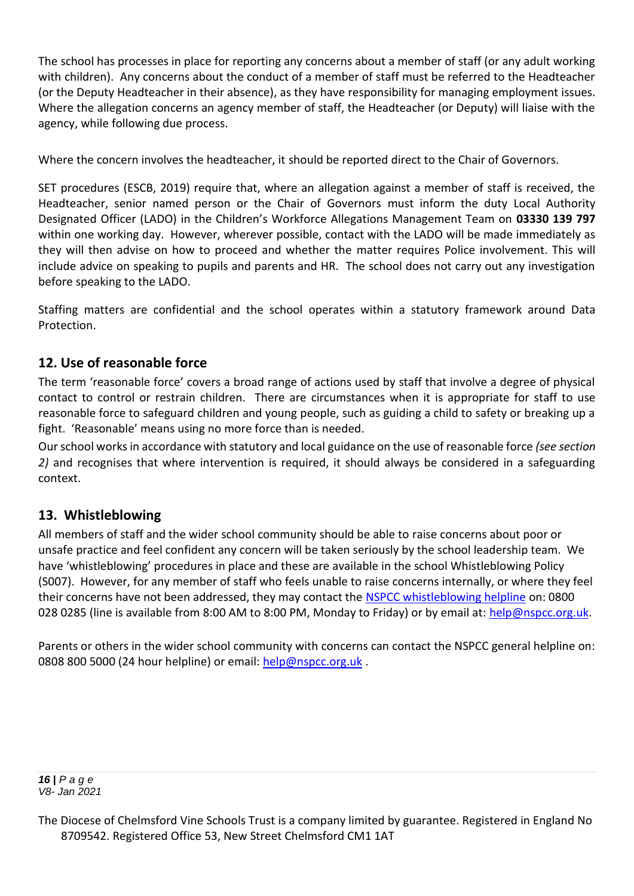The school has processes in place for reporting any concerns about a member of staff (or any adult working with children). Any concerns about the conduct of a member of staff must be referred to the Headteacher (or the Deputy Headteacher in their absence), as they have responsibility for managing employment issues. Where the allegation concerns an agency member of staff, the Headteacher (or Deputy) will liaise with the agency, while following due process.

Where the concern involves the headteacher, it should be reported direct to the Chair of Governors.

SET procedures (ESCB, 2019) require that, where an allegation against a member of staff is received, the Headteacher, senior named person or the Chair of Governors must inform the duty Local Authority Designated Officer (LADO) in the Children's Workforce Allegations Management Team on **03330 139 797** within one working day. However, wherever possible, contact with the LADO will be made immediately as they will then advise on how to proceed and whether the matter requires Police involvement. This will include advice on speaking to pupils and parents and HR. The school does not carry out any investigation before speaking to the LADO.

Staffing matters are confidential and the school operates within a statutory framework around Data Protection.

## 12. Use of reasonable force

The term 'reasonable force' covers a broad range of actions used by staff that involve a degree of physical contact to control or restrain children. There are circumstances when it is appropriate for staff to use reasonable force to safeguard children and young people, such as guiding a child to safety or breaking up a fight. 'Reasonable' means using no more force than is needed.

Our school works in accordance with statutory and local guidance on the use of reasonable force *(see section 2)* and recognises that where intervention is required, it should always be considered in a safeguarding context.

## 13. Whistleblowing

All members of staff and the wider school community should be able to raise concerns about poor or unsafe practice and feel confident any concern will be taken seriously by the school leadership team. We have 'whistleblowing' procedures in place and these are available in the school Whistleblowing Policy (S007). However, for any member of staff who feels unable to raise concerns internally, or where they feel their concerns have not been addressed, they may contact the NSPCC whistleblowing helpline on: 0800 028 0285 (line is available from 8:00 AM to 8:00 PM, Monday to Friday) or by email at: help@nspcc.org.uk.

Parents or others in the wider school community with concerns can contact the NSPCC general helpline on: 0808 800 5000 (24 hour helpline) or email: help@nspcc.org.uk .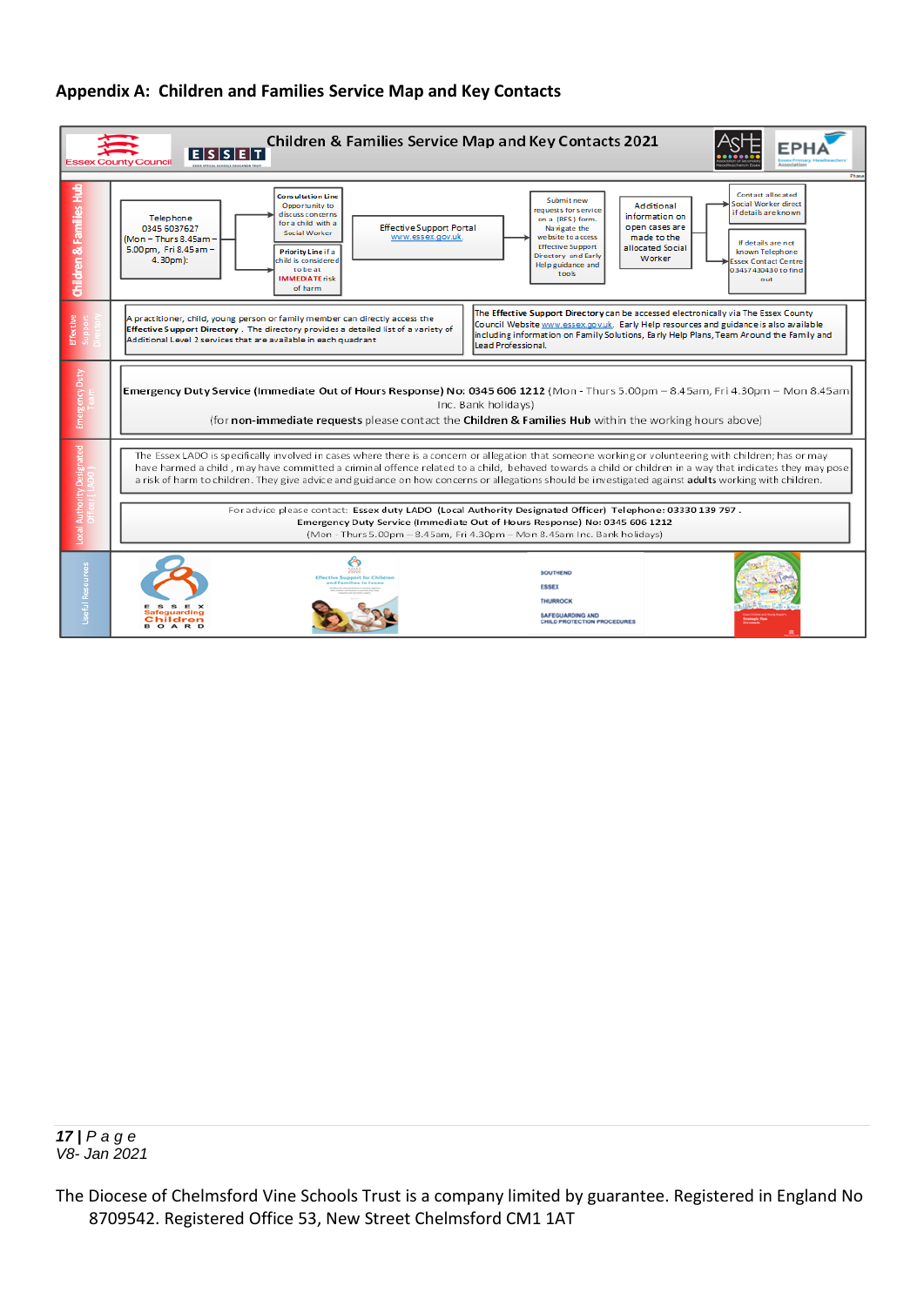## Appendix A: Children and Families Service Map and Key Contacts

**Children & Families Service Map and Key Contacts 2021**

Essex County Council | ESSET | ASHE | EPHA

Phase

### Children & Families Hub

Telephone 0345 6037627 (Mon – Thurs 8.45am – 5.00pm, Fri 8.45am – 4.30pm):

- **Consultation Line** Opportunity to discuss concerns for a child with a Social Worker
- **Priority Line** if a child is considered to be at **IMMEDIATE** risk of harm

Effective Support Portal www.essex.gov.uk

Submit new requests for service on a (RFS) form. Navigate the website to access Effective Support Directory and Early Help guidance and tools

Additional information on open cases are made to the allocated Social Worker

- Contact allocated Social Worker direct if details are known
- If details are not known Telephone Essex Contact Centre 03457 430430 to find out

### Effective Support Directory

A practitioner, child, young person or family member can directly access the **Effective Support Directory**. The directory provides a detailed list of a variety of Additional Level 2 services that are available in each quadrant

The **Effective Support Directory** can be accessed electronically via The Essex County Council Website www.essex.gov.uk. Early Help resources and guidance is also available including information on Family Solutions, Early Help Plans, Team Around the Family and Lead Professional.

### Emergency Duty Team

**Emergency Duty Service (Immediate Out of Hours Response) No: 0345 606 1212** (Mon - Thurs 5.00pm – 8.45am, Fri 4.30pm – Mon 8.45am Inc. Bank holidays)

(for **non-immediate requests** please contact the **Children & Families Hub** within the working hours above)

### Local Authority Designated Officer (LADO)

The Essex LADO is specifically involved in cases where there is a concern or allegation that someone working or volunteering with children; has or may have harmed a child, may have committed a criminal offence related to a child, behaved towards a child or children in a way that indicates they may pose a risk of harm to children. They give advice and guidance on how concerns or allegations should be investigated against **adults** working with children.

For advice please contact: **Essex duty LADO (Local Authority Designated Officer) Telephone: 03330 139 797.**
**Emergency Duty Service (Immediate Out of Hours Response) No: 0345 606 1212**
(Mon - Thurs 5.00pm – 8.45am, Fri 4.30pm – Mon 8.45am Inc. Bank holidays)

### Useful Resources

- Essex Safeguarding Children Board
- Effective Support for Children and Families in Essex
- Southend Essex Thurrock Safeguarding and Child Protection Procedures
- Essex Children and Young People's Strategic Plan

V8- Jan 2021

The Diocese of Chelmsford Vine Schools Trust is a company limited by guarantee. Registered in England No 8709542. Registered Office 53, New Street Chelmsford CM1 1AT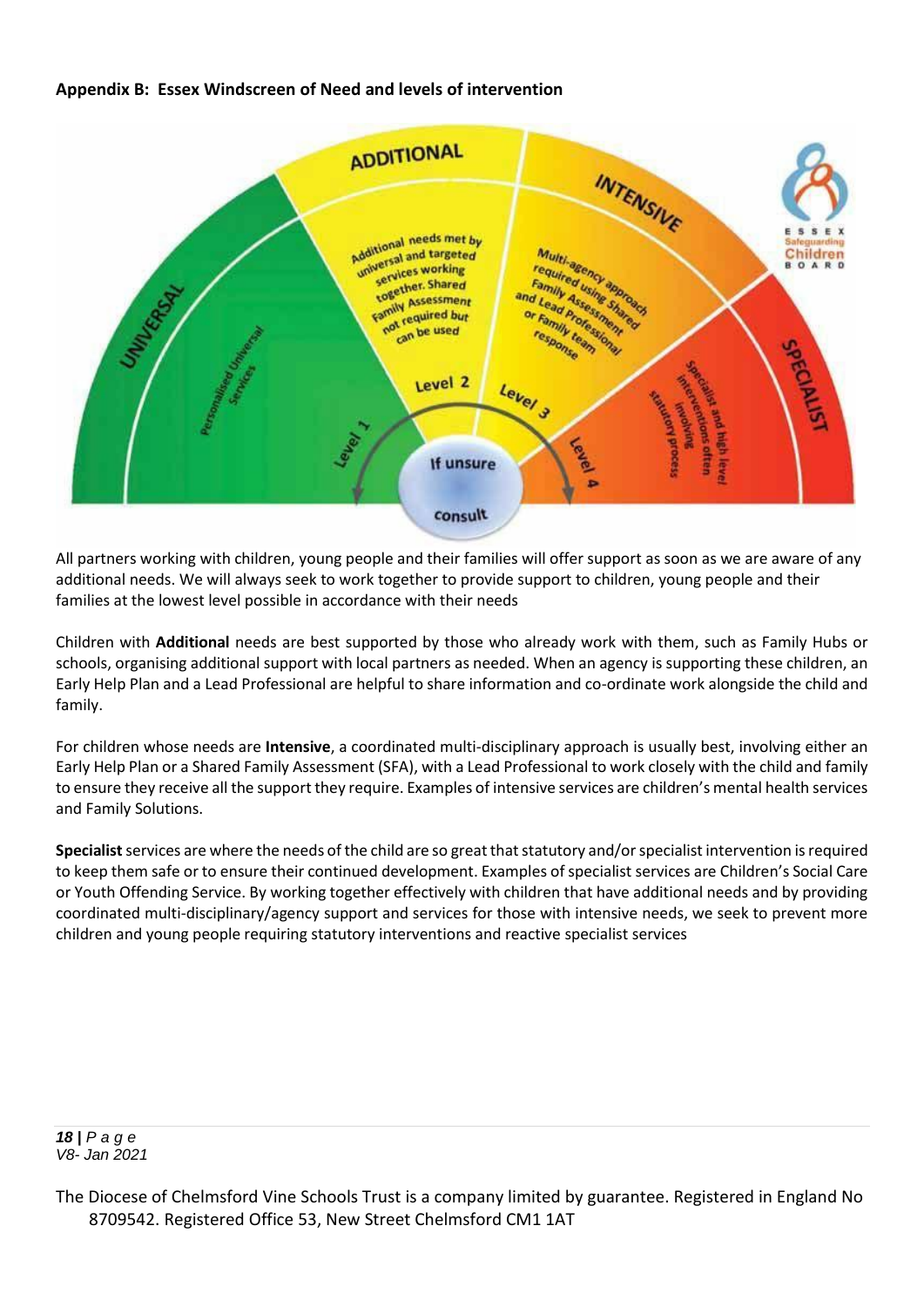**Appendix B: Essex Windscreen of Need and levels of intervention**

All partners working with children, young people and their families will offer support as soon as we are aware of any additional needs. We will always seek to work together to provide support to children, young people and their families at the lowest level possible in accordance with their needs

Children with **Additional** needs are best supported by those who already work with them, such as Family Hubs or schools, organising additional support with local partners as needed. When an agency is supporting these children, an Early Help Plan and a Lead Professional are helpful to share information and co-ordinate work alongside the child and family.

For children whose needs are **Intensive**, a coordinated multi-disciplinary approach is usually best, involving either an Early Help Plan or a Shared Family Assessment (SFA), with a Lead Professional to work closely with the child and family to ensure they receive all the support they require. Examples of intensive services are children's mental health services and Family Solutions.

**Specialist** services are where the needs of the child are so great that statutory and/or specialist intervention is required to keep them safe or to ensure their continued development. Examples of specialist services are Children's Social Care or Youth Offending Service. By working together effectively with children that have additional needs and by providing coordinated multi-disciplinary/agency support and services for those with intensive needs, we seek to prevent more children and young people requiring statutory interventions and reactive specialist services

V8- Jan 2021

The Diocese of Chelmsford Vine Schools Trust is a company limited by guarantee. Registered in England No 8709542. Registered Office 53, New Street Chelmsford CM1 1AT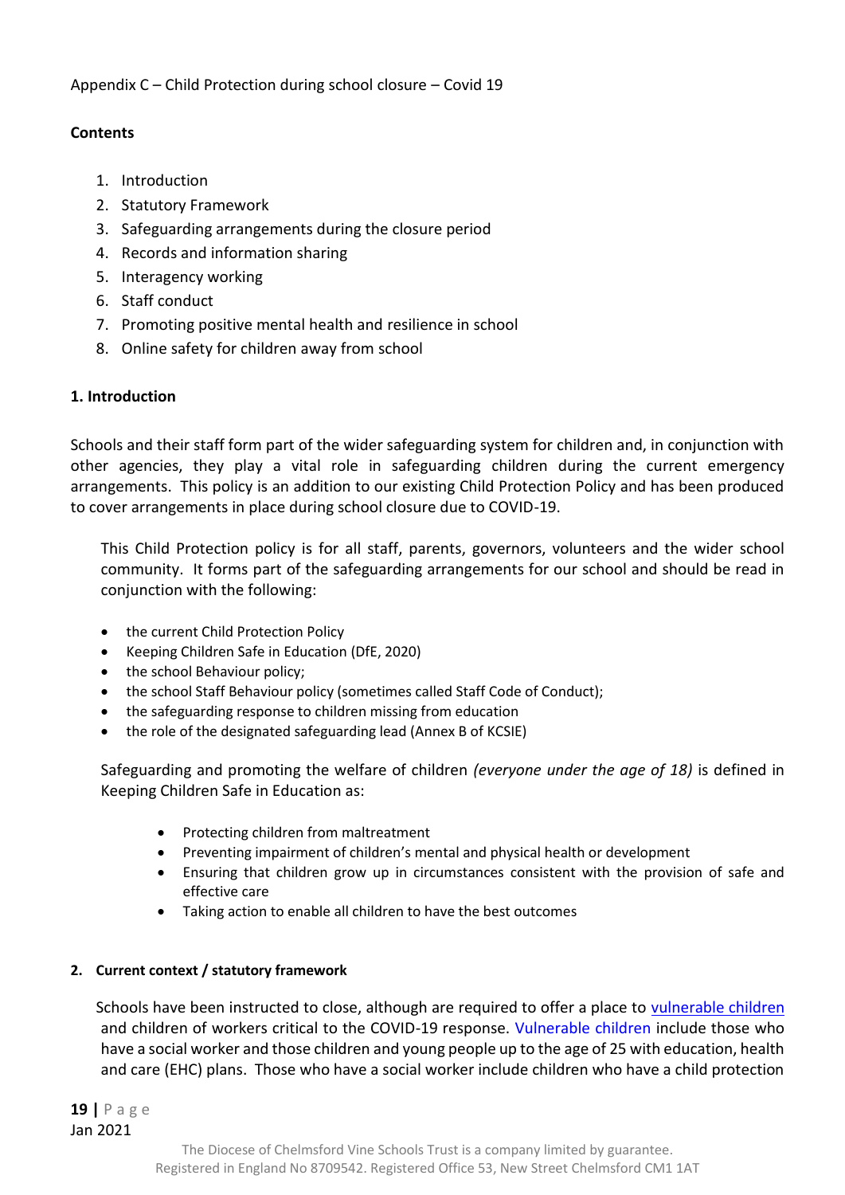Appendix C – Child Protection during school closure – Covid 19

**Contents**

1. Introduction
2. Statutory Framework
3. Safeguarding arrangements during the closure period
4. Records and information sharing
5. Interagency working
6. Staff conduct
7. Promoting positive mental health and resilience in school
8. Online safety for children away from school

**1. Introduction**

Schools and their staff form part of the wider safeguarding system for children and, in conjunction with other agencies, they play a vital role in safeguarding children during the current emergency arrangements. This policy is an addition to our existing Child Protection Policy and has been produced to cover arrangements in place during school closure due to COVID-19.

This Child Protection policy is for all staff, parents, governors, volunteers and the wider school community. It forms part of the safeguarding arrangements for our school and should be read in conjunction with the following:

- the current Child Protection Policy
- Keeping Children Safe in Education (DfE, 2020)
- the school Behaviour policy;
- the school Staff Behaviour policy (sometimes called Staff Code of Conduct);
- the safeguarding response to children missing from education
- the role of the designated safeguarding lead (Annex B of KCSIE)

Safeguarding and promoting the welfare of children *(everyone under the age of 18)* is defined in Keeping Children Safe in Education as:

- Protecting children from maltreatment
- Preventing impairment of children's mental and physical health or development
- Ensuring that children grow up in circumstances consistent with the provision of safe and effective care
- Taking action to enable all children to have the best outcomes

**2. Current context / statutory framework**

Schools have been instructed to close, although are required to offer a place to vulnerable children and children of workers critical to the COVID-19 response. Vulnerable children include those who have a social worker and those children and young people up to the age of 25 with education, health and care (EHC) plans. Those who have a social worker include children who have a child protection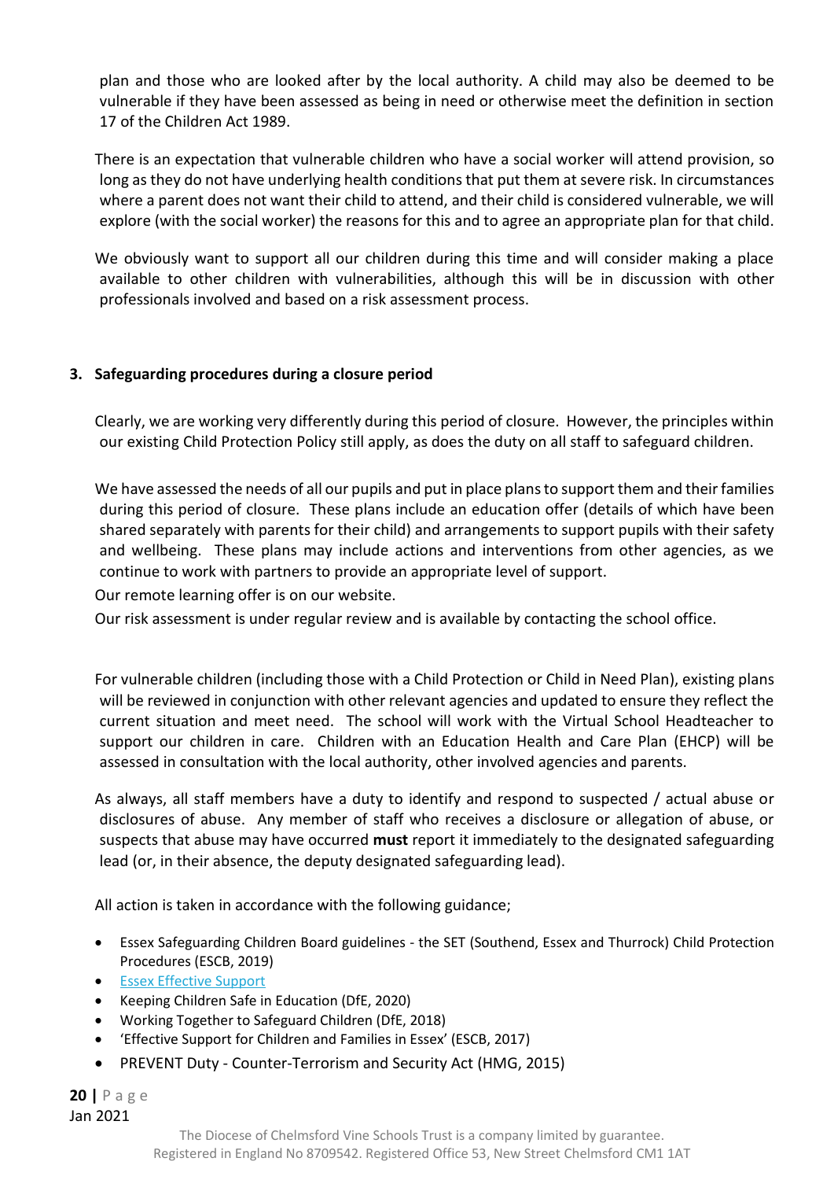plan and those who are looked after by the local authority. A child may also be deemed to be vulnerable if they have been assessed as being in need or otherwise meet the definition in section 17 of the Children Act 1989.

There is an expectation that vulnerable children who have a social worker will attend provision, so long as they do not have underlying health conditions that put them at severe risk. In circumstances where a parent does not want their child to attend, and their child is considered vulnerable, we will explore (with the social worker) the reasons for this and to agree an appropriate plan for that child.

We obviously want to support all our children during this time and will consider making a place available to other children with vulnerabilities, although this will be in discussion with other professionals involved and based on a risk assessment process.

## 3. Safeguarding procedures during a closure period

Clearly, we are working very differently during this period of closure. However, the principles within our existing Child Protection Policy still apply, as does the duty on all staff to safeguard children.

We have assessed the needs of all our pupils and put in place plans to support them and their families during this period of closure. These plans include an education offer (details of which have been shared separately with parents for their child) and arrangements to support pupils with their safety and wellbeing. These plans may include actions and interventions from other agencies, as we continue to work with partners to provide an appropriate level of support.

Our remote learning offer is on our website.

Our risk assessment is under regular review and is available by contacting the school office.

For vulnerable children (including those with a Child Protection or Child in Need Plan), existing plans will be reviewed in conjunction with other relevant agencies and updated to ensure they reflect the current situation and meet need. The school will work with the Virtual School Headteacher to support our children in care. Children with an Education Health and Care Plan (EHCP) will be assessed in consultation with the local authority, other involved agencies and parents.

As always, all staff members have a duty to identify and respond to suspected / actual abuse or disclosures of abuse. Any member of staff who receives a disclosure or allegation of abuse, or suspects that abuse may have occurred **must** report it immediately to the designated safeguarding lead (or, in their absence, the deputy designated safeguarding lead).

All action is taken in accordance with the following guidance;

- Essex Safeguarding Children Board guidelines - the SET (Southend, Essex and Thurrock) Child Protection Procedures (ESCB, 2019)
- Essex Effective Support
- Keeping Children Safe in Education (DfE, 2020)
- Working Together to Safeguard Children (DfE, 2018)
- 'Effective Support for Children and Families in Essex' (ESCB, 2017)
- PREVENT Duty - Counter-Terrorism and Security Act (HMG, 2015)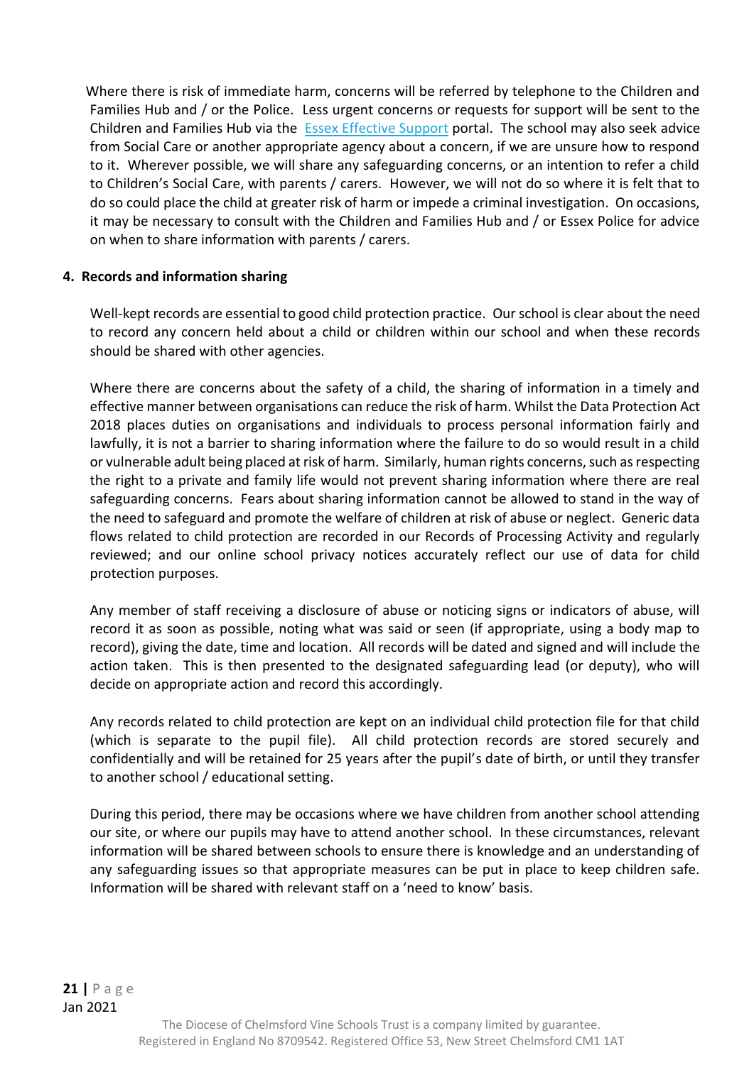Where there is risk of immediate harm, concerns will be referred by telephone to the Children and Families Hub and / or the Police. Less urgent concerns or requests for support will be sent to the Children and Families Hub via the [Essex Effective Support](#) portal. The school may also seek advice from Social Care or another appropriate agency about a concern, if we are unsure how to respond to it. Wherever possible, we will share any safeguarding concerns, or an intention to refer a child to Children's Social Care, with parents / carers. However, we will not do so where it is felt that to do so could place the child at greater risk of harm or impede a criminal investigation. On occasions, it may be necessary to consult with the Children and Families Hub and / or Essex Police for advice on when to share information with parents / carers.

## 4. Records and information sharing

Well-kept records are essential to good child protection practice. Our school is clear about the need to record any concern held about a child or children within our school and when these records should be shared with other agencies.

Where there are concerns about the safety of a child, the sharing of information in a timely and effective manner between organisations can reduce the risk of harm. Whilst the Data Protection Act 2018 places duties on organisations and individuals to process personal information fairly and lawfully, it is not a barrier to sharing information where the failure to do so would result in a child or vulnerable adult being placed at risk of harm. Similarly, human rights concerns, such as respecting the right to a private and family life would not prevent sharing information where there are real safeguarding concerns. Fears about sharing information cannot be allowed to stand in the way of the need to safeguard and promote the welfare of children at risk of abuse or neglect. Generic data flows related to child protection are recorded in our Records of Processing Activity and regularly reviewed; and our online school privacy notices accurately reflect our use of data for child protection purposes.

Any member of staff receiving a disclosure of abuse or noticing signs or indicators of abuse, will record it as soon as possible, noting what was said or seen (if appropriate, using a body map to record), giving the date, time and location. All records will be dated and signed and will include the action taken. This is then presented to the designated safeguarding lead (or deputy), who will decide on appropriate action and record this accordingly.

Any records related to child protection are kept on an individual child protection file for that child (which is separate to the pupil file). All child protection records are stored securely and confidentially and will be retained for 25 years after the pupil's date of birth, or until they transfer to another school / educational setting.

During this period, there may be occasions where we have children from another school attending our site, or where our pupils may have to attend another school. In these circumstances, relevant information will be shared between schools to ensure there is knowledge and an understanding of any safeguarding issues so that appropriate measures can be put in place to keep children safe. Information will be shared with relevant staff on a 'need to know' basis.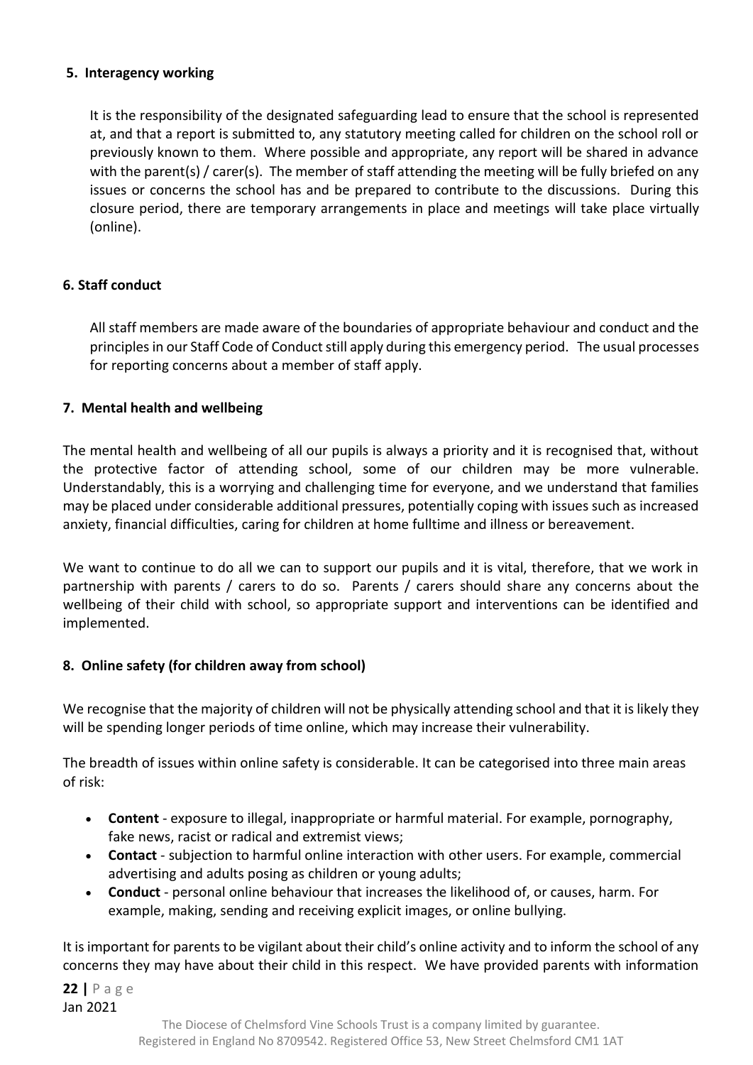### 5. Interagency working

It is the responsibility of the designated safeguarding lead to ensure that the school is represented at, and that a report is submitted to, any statutory meeting called for children on the school roll or previously known to them. Where possible and appropriate, any report will be shared in advance with the parent(s) / carer(s). The member of staff attending the meeting will be fully briefed on any issues or concerns the school has and be prepared to contribute to the discussions. During this closure period, there are temporary arrangements in place and meetings will take place virtually (online).

### 6. Staff conduct

All staff members are made aware of the boundaries of appropriate behaviour and conduct and the principles in our Staff Code of Conduct still apply during this emergency period. The usual processes for reporting concerns about a member of staff apply.

### 7. Mental health and wellbeing

The mental health and wellbeing of all our pupils is always a priority and it is recognised that, without the protective factor of attending school, some of our children may be more vulnerable. Understandably, this is a worrying and challenging time for everyone, and we understand that families may be placed under considerable additional pressures, potentially coping with issues such as increased anxiety, financial difficulties, caring for children at home fulltime and illness or bereavement.

We want to continue to do all we can to support our pupils and it is vital, therefore, that we work in partnership with parents / carers to do so. Parents / carers should share any concerns about the wellbeing of their child with school, so appropriate support and interventions can be identified and implemented.

### 8. Online safety (for children away from school)

We recognise that the majority of children will not be physically attending school and that it is likely they will be spending longer periods of time online, which may increase their vulnerability.

The breadth of issues within online safety is considerable. It can be categorised into three main areas of risk:

- **Content** - exposure to illegal, inappropriate or harmful material. For example, pornography, fake news, racist or radical and extremist views;
- **Contact** - subjection to harmful online interaction with other users. For example, commercial advertising and adults posing as children or young adults;
- **Conduct** - personal online behaviour that increases the likelihood of, or causes, harm. For example, making, sending and receiving explicit images, or online bullying.

It is important for parents to be vigilant about their child's online activity and to inform the school of any concerns they may have about their child in this respect. We have provided parents with information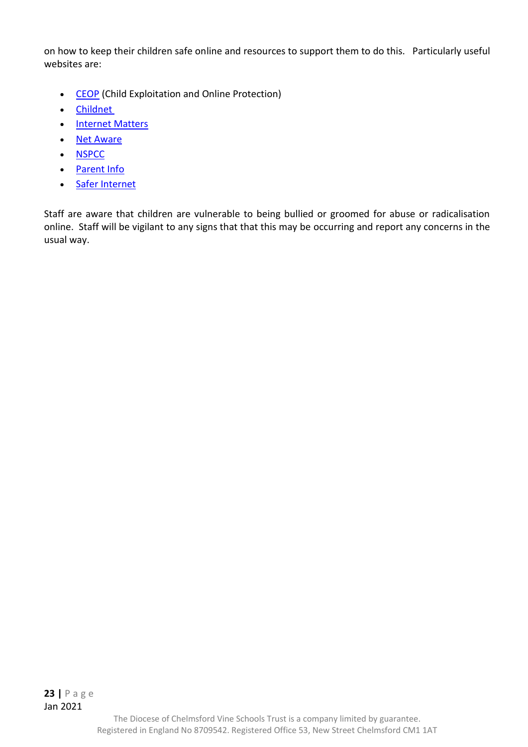on how to keep their children safe online and resources to support them to do this. Particularly useful websites are:

- CEOP (Child Exploitation and Online Protection)
- Childnet
- Internet Matters
- Net Aware
- NSPCC
- Parent Info
- Safer Internet

Staff are aware that children are vulnerable to being bullied or groomed for abuse or radicalisation online. Staff will be vigilant to any signs that that this may be occurring and report any concerns in the usual way.